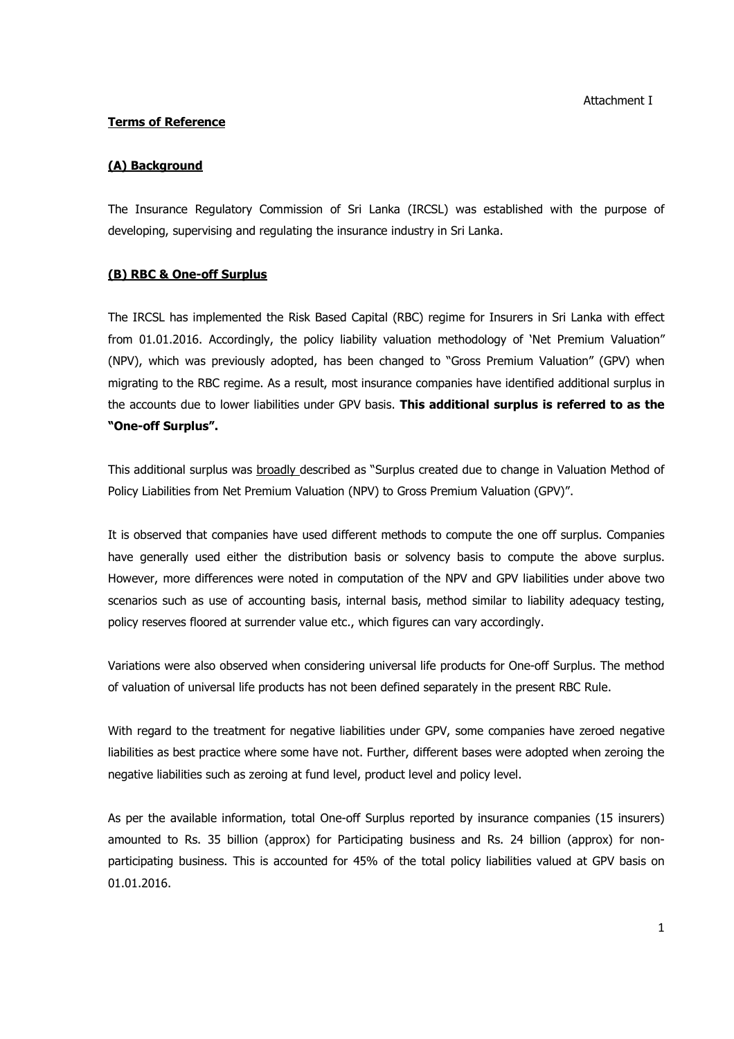Attachment I

**Terms of Reference**

**(A) Background**

The Insurance Regulatory Commission of Sri Lanka (IRCSL) was established with the purpose of developing, supervising and regulating the insurance industry in Sri Lanka.

**(B) RBC & One-off Surplus**

The IRCSL has implemented the Risk Based Capital (RBC) regime for Insurers in Sri Lanka with effect from 01.01.2016. Accordingly, the policy liability valuation methodology of 'Net Premium Valuation" (NPV), which was previously adopted, has been changed to "Gross Premium Valuation" (GPV) when migrating to the RBC regime. As a result, most insurance companies have identified additional surplus in the accounts due to lower liabilities under GPV basis. **This additional surplus is referred to as the "One-off Surplus".**

This additional surplus was broadly described as "Surplus created due to change in Valuation Method of Policy Liabilities from Net Premium Valuation (NPV) to Gross Premium Valuation (GPV)".

It is observed that companies have used different methods to compute the one off surplus. Companies have generally used either the distribution basis or solvency basis to compute the above surplus. However, more differences were noted in computation of the NPV and GPV liabilities under above two scenarios such as use of accounting basis, internal basis, method similar to liability adequacy testing, policy reserves floored at surrender value etc., which figures can vary accordingly.

Variations were also observed when considering universal life products for One-off Surplus. The method of valuation of universal life products has not been defined separately in the present RBC Rule.

With regard to the treatment for negative liabilities under GPV, some companies have zeroed negative liabilities as best practice where some have not. Further, different bases were adopted when zeroing the negative liabilities such as zeroing at fund level, product level and policy level.

As per the available information, total One-off Surplus reported by insurance companies (15 insurers) amounted to Rs. 35 billion (approx) for Participating business and Rs. 24 billion (approx) for non-participating business. This is accounted for 45% of the total policy liabilities valued at GPV basis on 01.01.2016.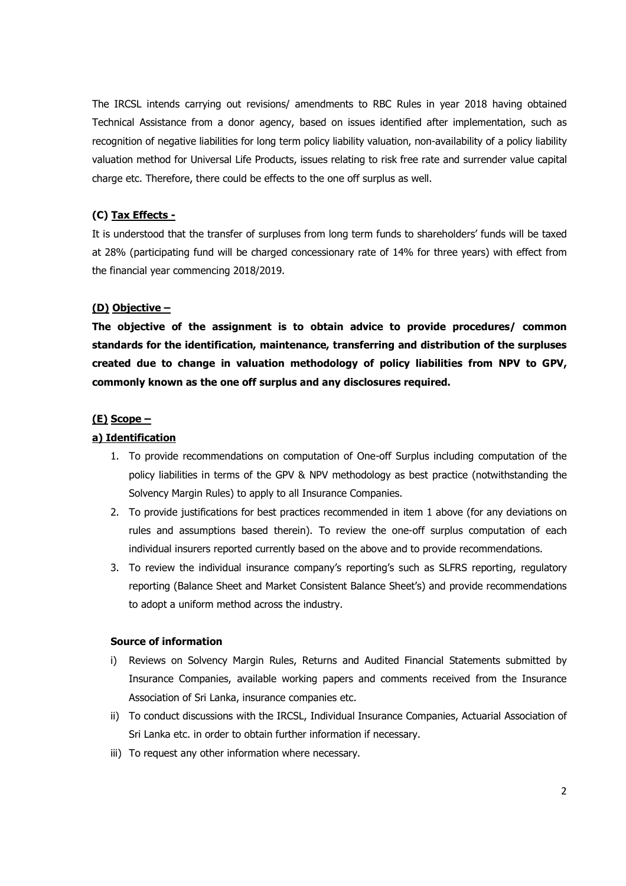The IRCSL intends carrying out revisions/ amendments to RBC Rules in year 2018 having obtained Technical Assistance from a donor agency, based on issues identified after implementation, such as recognition of negative liabilities for long term policy liability valuation, non-availability of a policy liability valuation method for Universal Life Products, issues relating to risk free rate and surrender value capital charge etc. Therefore, there could be effects to the one off surplus as well.

### (C) Tax Effects -

It is understood that the transfer of surpluses from long term funds to shareholders' funds will be taxed at 28% (participating fund will be charged concessionary rate of 14% for three years) with effect from the financial year commencing 2018/2019.

### (D) Objective –

**The objective of the assignment is to obtain advice to provide procedures/ common standards for the identification, maintenance, transferring and distribution of the surpluses created due to change in valuation methodology of policy liabilities from NPV to GPV, commonly known as the one off surplus and any disclosures required.**

### (E) Scope –

#### a) Identification

1. To provide recommendations on computation of One-off Surplus including computation of the policy liabilities in terms of the GPV & NPV methodology as best practice (notwithstanding the Solvency Margin Rules) to apply to all Insurance Companies.
2. To provide justifications for best practices recommended in item 1 above (for any deviations on rules and assumptions based therein). To review the one-off surplus computation of each individual insurers reported currently based on the above and to provide recommendations.
3. To review the individual insurance company's reporting's such as SLFRS reporting, regulatory reporting (Balance Sheet and Market Consistent Balance Sheet's) and provide recommendations to adopt a uniform method across the industry.

**Source of information**

i) Reviews on Solvency Margin Rules, Returns and Audited Financial Statements submitted by Insurance Companies, available working papers and comments received from the Insurance Association of Sri Lanka, insurance companies etc.

ii) To conduct discussions with the IRCSL, Individual Insurance Companies, Actuarial Association of Sri Lanka etc. in order to obtain further information if necessary.

iii) To request any other information where necessary.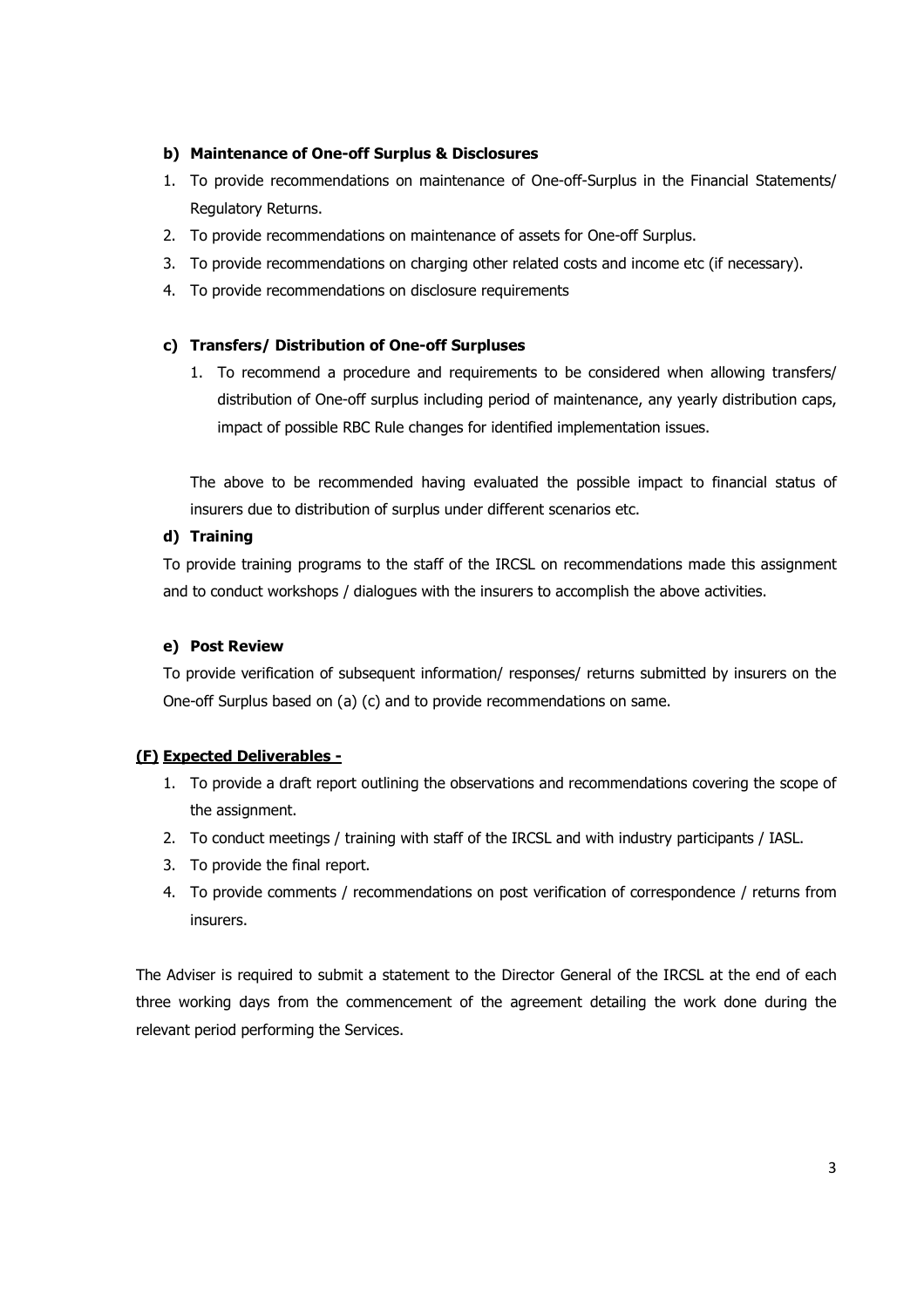**b) Maintenance of One-off Surplus & Disclosures**

1. To provide recommendations on maintenance of One-off-Surplus in the Financial Statements/ Regulatory Returns.
2. To provide recommendations on maintenance of assets for One-off Surplus.
3. To provide recommendations on charging other related costs and income etc (if necessary).
4. To provide recommendations on disclosure requirements

**c) Transfers/ Distribution of One-off Surpluses**

1. To recommend a procedure and requirements to be considered when allowing transfers/ distribution of One-off surplus including period of maintenance, any yearly distribution caps, impact of possible RBC Rule changes for identified implementation issues.

The above to be recommended having evaluated the possible impact to financial status of insurers due to distribution of surplus under different scenarios etc.

**d) Training**

To provide training programs to the staff of the IRCSL on recommendations made this assignment and to conduct workshops / dialogues with the insurers to accomplish the above activities.

**e) Post Review**

To provide verification of subsequent information/ responses/ returns submitted by insurers on the One-off Surplus based on (a) (c) and to provide recommendations on same.

**(F) Expected Deliverables -**

1. To provide a draft report outlining the observations and recommendations covering the scope of the assignment.
2. To conduct meetings / training with staff of the IRCSL and with industry participants / IASL.
3. To provide the final report.
4. To provide comments / recommendations on post verification of correspondence / returns from insurers.

The Adviser is required to submit a statement to the Director General of the IRCSL at the end of each three working days from the commencement of the agreement detailing the work done during the relevant period performing the Services.